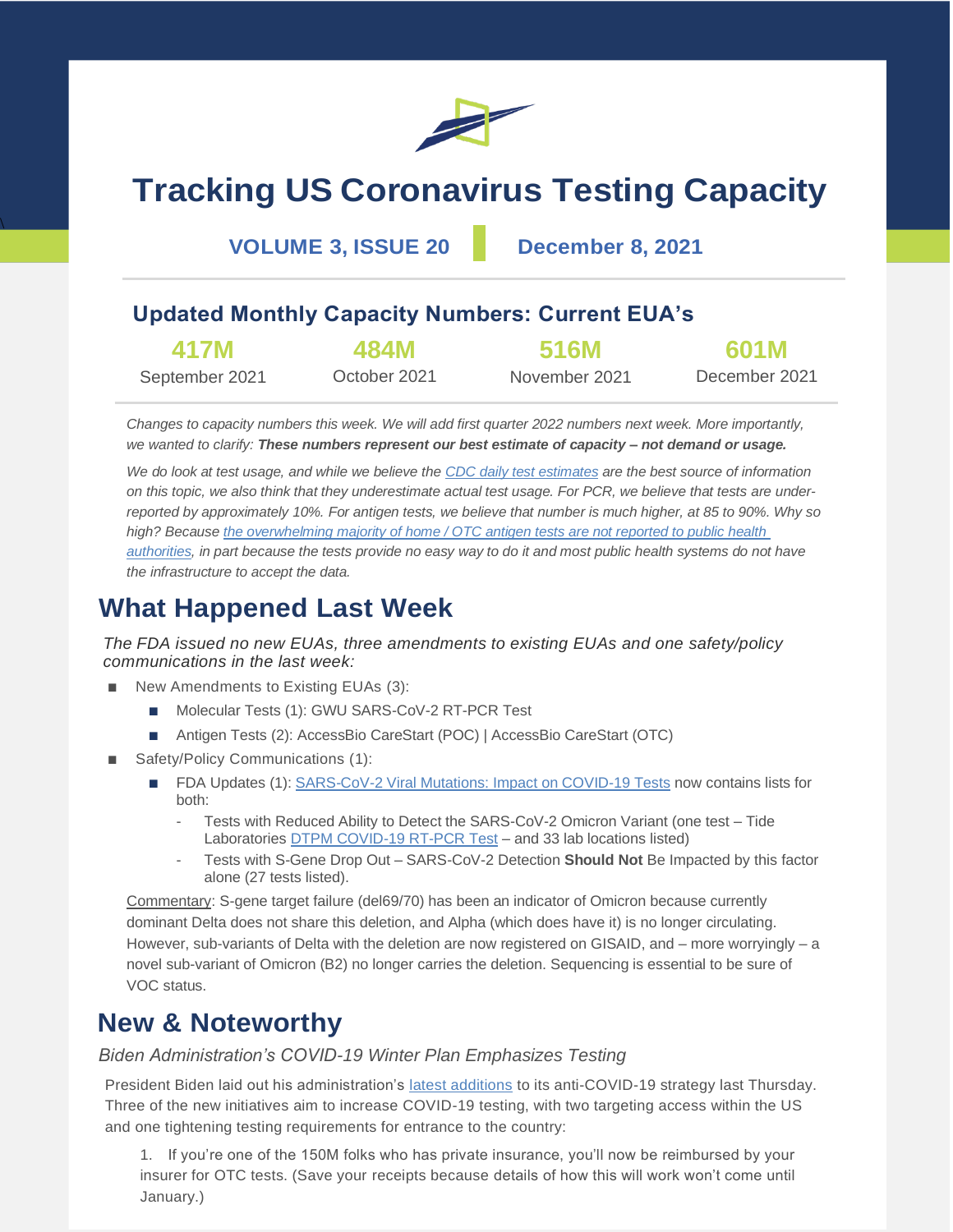# Tracking US Coronavirus Testing Capacity

**VOLUME 3, ISSUE 20** | **December 8, 2021**

## Updated Monthly Capacity Numbers: Current EUA's

| 417M | 484M | 516M | 601M |
|---|---|---|---|
| September 2021 | October 2021 | November 2021 | December 2021 |

*Changes to capacity numbers this week. We will add first quarter 2022 numbers next week. More importantly, we wanted to clarify:* ***These numbers represent our best estimate of capacity – not demand or usage.***

*We do look at test usage, and while we believe the [CDC daily test estimates] are the best source of information on this topic, we also think that they underestimate actual test usage. For PCR, we believe that tests are under-reported by approximately 10%. For antigen tests, we believe that number is much higher, at 85 to 90%. Why so high? Because [the overwhelming majority of home / OTC antigen tests are not reported to public health authorities], in part because the tests provide no easy way to do it and most public health systems do not have the infrastructure to accept the data.*

## What Happened Last Week

*The FDA issued no new EUAs, three amendments to existing EUAs and one safety/policy communications in the last week:*

- New Amendments to Existing EUAs (3):
  - Molecular Tests (1): GWU SARS-CoV-2 RT-PCR Test
  - Antigen Tests (2): AccessBio CareStart (POC) | AccessBio CareStart (OTC)
- Safety/Policy Communications (1):
  - FDA Updates (1): [SARS-CoV-2 Viral Mutations: Impact on COVID-19 Tests] now contains lists for both:
    - Tests with Reduced Ability to Detect the SARS-CoV-2 Omicron Variant (one test – Tide Laboratories [DTPM COVID-19 RT-PCR Test] – and 33 lab locations listed)
    - Tests with S-Gene Drop Out – SARS-CoV-2 Detection **Should Not** Be Impacted by this factor alone (27 tests listed).

Commentary: S-gene target failure (del69/70) has been an indicator of Omicron because currently dominant Delta does not share this deletion, and Alpha (which does have it) is no longer circulating. However, sub-variants of Delta with the deletion are now registered on GISAID, and – more worryingly – a novel sub-variant of Omicron (B2) no longer carries the deletion. Sequencing is essential to be sure of VOC status.

## New & Noteworthy

*Biden Administration's COVID-19 Winter Plan Emphasizes Testing*

President Biden laid out his administration's [latest additions] to its anti-COVID-19 strategy last Thursday. Three of the new initiatives aim to increase COVID-19 testing, with two targeting access within the US and one tightening testing requirements for entrance to the country:

1. If you're one of the 150M folks who has private insurance, you'll now be reimbursed by your insurer for OTC tests. (Save your receipts because details of how this will work won't come until January.)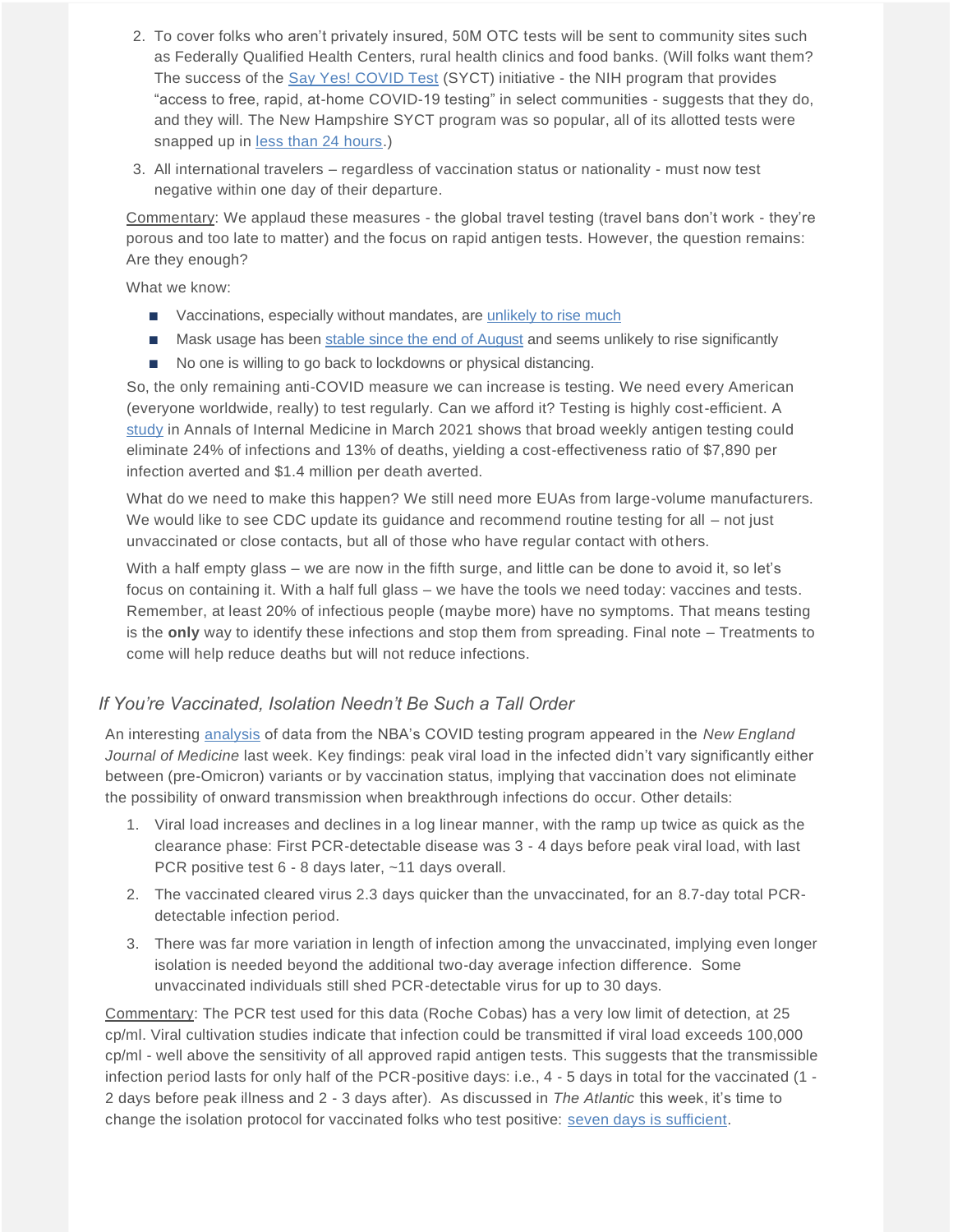2. To cover folks who aren't privately insured, 50M OTC tests will be sent to community sites such as Federally Qualified Health Centers, rural health clinics and food banks. (Will folks want them? The success of the [Say Yes! COVID Test]() (SYCT) initiative - the NIH program that provides "access to free, rapid, at-home COVID-19 testing" in select communities - suggests that they do, and they will. The New Hampshire SYCT program was so popular, all of its allotted tests were snapped up in [less than 24 hours]().)
3. All international travelers – regardless of vaccination status or nationality - must now test negative within one day of their departure.

Commentary: We applaud these measures - the global travel testing (travel bans don't work - they're porous and too late to matter) and the focus on rapid antigen tests. However, the question remains: Are they enough?

What we know:

- Vaccinations, especially without mandates, are [unlikely to rise much]()
- Mask usage has been [stable since the end of August]() and seems unlikely to rise significantly
- No one is willing to go back to lockdowns or physical distancing.

So, the only remaining anti-COVID measure we can increase is testing. We need every American (everyone worldwide, really) to test regularly. Can we afford it? Testing is highly cost-efficient. A [study]() in Annals of Internal Medicine in March 2021 shows that broad weekly antigen testing could eliminate 24% of infections and 13% of deaths, yielding a cost-effectiveness ratio of $7,890 per infection averted and $1.4 million per death averted.

What do we need to make this happen? We still need more EUAs from large-volume manufacturers. We would like to see CDC update its guidance and recommend routine testing for all – not just unvaccinated or close contacts, but all of those who have regular contact with others.

With a half empty glass – we are now in the fifth surge, and little can be done to avoid it, so let's focus on containing it. With a half full glass – we have the tools we need today: vaccines and tests. Remember, at least 20% of infectious people (maybe more) have no symptoms. That means testing is the **only** way to identify these infections and stop them from spreading. Final note – Treatments to come will help reduce deaths but will not reduce infections.

## *If You're Vaccinated, Isolation Needn't Be Such a Tall Order*

An interesting [analysis]() of data from the NBA's COVID testing program appeared in the *New England Journal of Medicine* last week. Key findings: peak viral load in the infected didn't vary significantly either between (pre-Omicron) variants or by vaccination status, implying that vaccination does not eliminate the possibility of onward transmission when breakthrough infections do occur. Other details:

1. Viral load increases and declines in a log linear manner, with the ramp up twice as quick as the clearance phase: First PCR-detectable disease was 3 - 4 days before peak viral load, with last PCR positive test 6 - 8 days later, ~11 days overall.
2. The vaccinated cleared virus 2.3 days quicker than the unvaccinated, for an 8.7-day total PCR-detectable infection period.
3. There was far more variation in length of infection among the unvaccinated, implying even longer isolation is needed beyond the additional two-day average infection difference. Some unvaccinated individuals still shed PCR-detectable virus for up to 30 days.

Commentary: The PCR test used for this data (Roche Cobas) has a very low limit of detection, at 25 cp/ml. Viral cultivation studies indicate that infection could be transmitted if viral load exceeds 100,000 cp/ml - well above the sensitivity of all approved rapid antigen tests. This suggests that the transmissible infection period lasts for only half of the PCR-positive days: i.e., 4 - 5 days in total for the vaccinated (1 - 2 days before peak illness and 2 - 3 days after). As discussed in *The Atlantic* this week, it's time to change the isolation protocol for vaccinated folks who test positive: [seven days is sufficient]().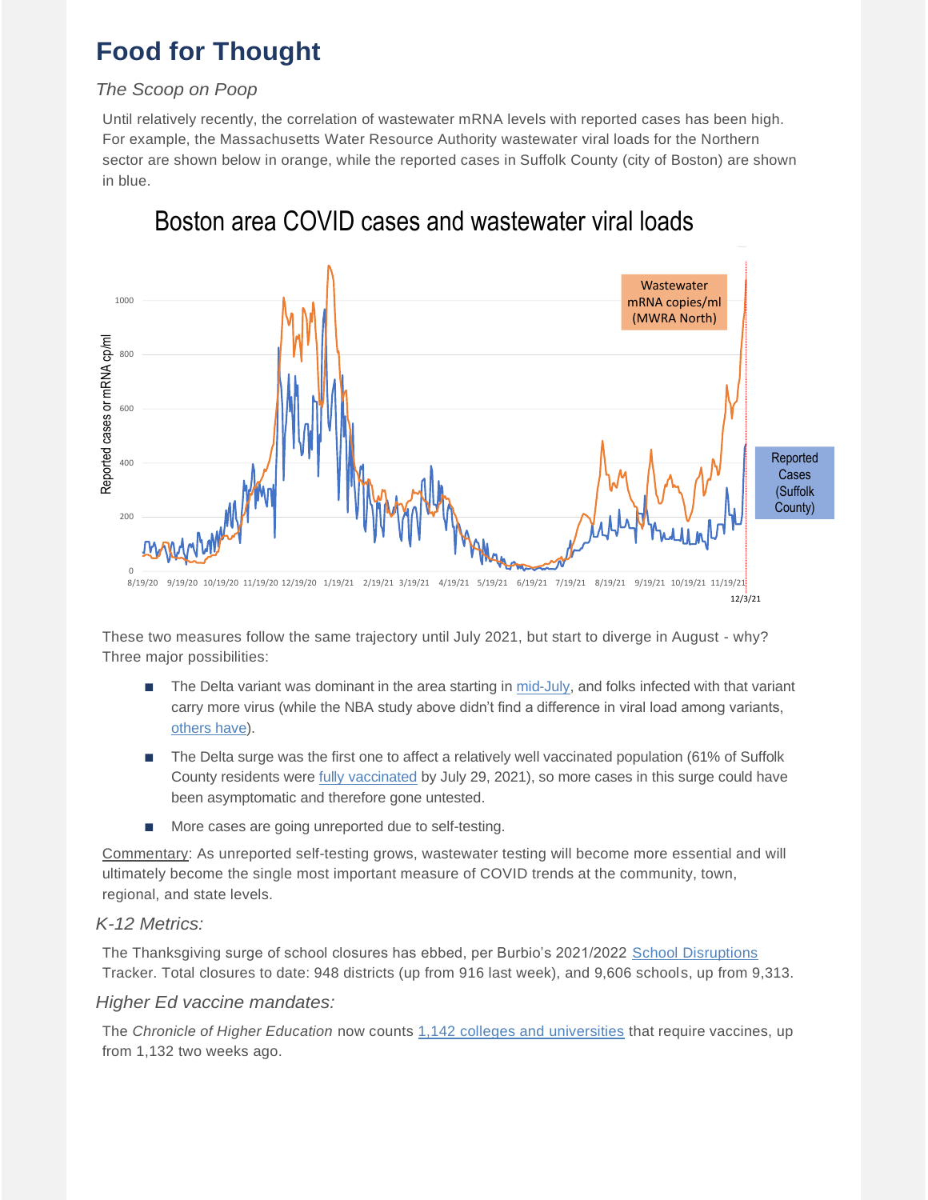# Food for Thought

### *The Scoop on Poop*

Until relatively recently, the correlation of wastewater mRNA levels with reported cases has been high. For example, the Massachusetts Water Resource Authority wastewater viral loads for the Northern sector are shown below in orange, while the reported cases in Suffolk County (city of Boston) are shown in blue.

These two measures follow the same trajectory until July 2021, but start to diverge in August - why? Three major possibilities:

- The Delta variant was dominant in the area starting in mid-July, and folks infected with that variant carry more virus (while the NBA study above didn't find a difference in viral load among variants, others have).
- The Delta surge was the first one to affect a relatively well vaccinated population (61% of Suffolk County residents were fully vaccinated by July 29, 2021), so more cases in this surge could have been asymptomatic and therefore gone untested.
- More cases are going unreported due to self-testing.

Commentary: As unreported self-testing grows, wastewater testing will become more essential and will ultimately become the single most important measure of COVID trends at the community, town, regional, and state levels.

### *K-12 Metrics:*

The Thanksgiving surge of school closures has ebbed, per Burbio's 2021/2022 School Disruptions Tracker. Total closures to date: 948 districts (up from 916 last week), and 9,606 schools, up from 9,313.

### *Higher Ed vaccine mandates:*

The *Chronicle of Higher Education* now counts 1,142 colleges and universities that require vaccines, up from 1,132 two weeks ago.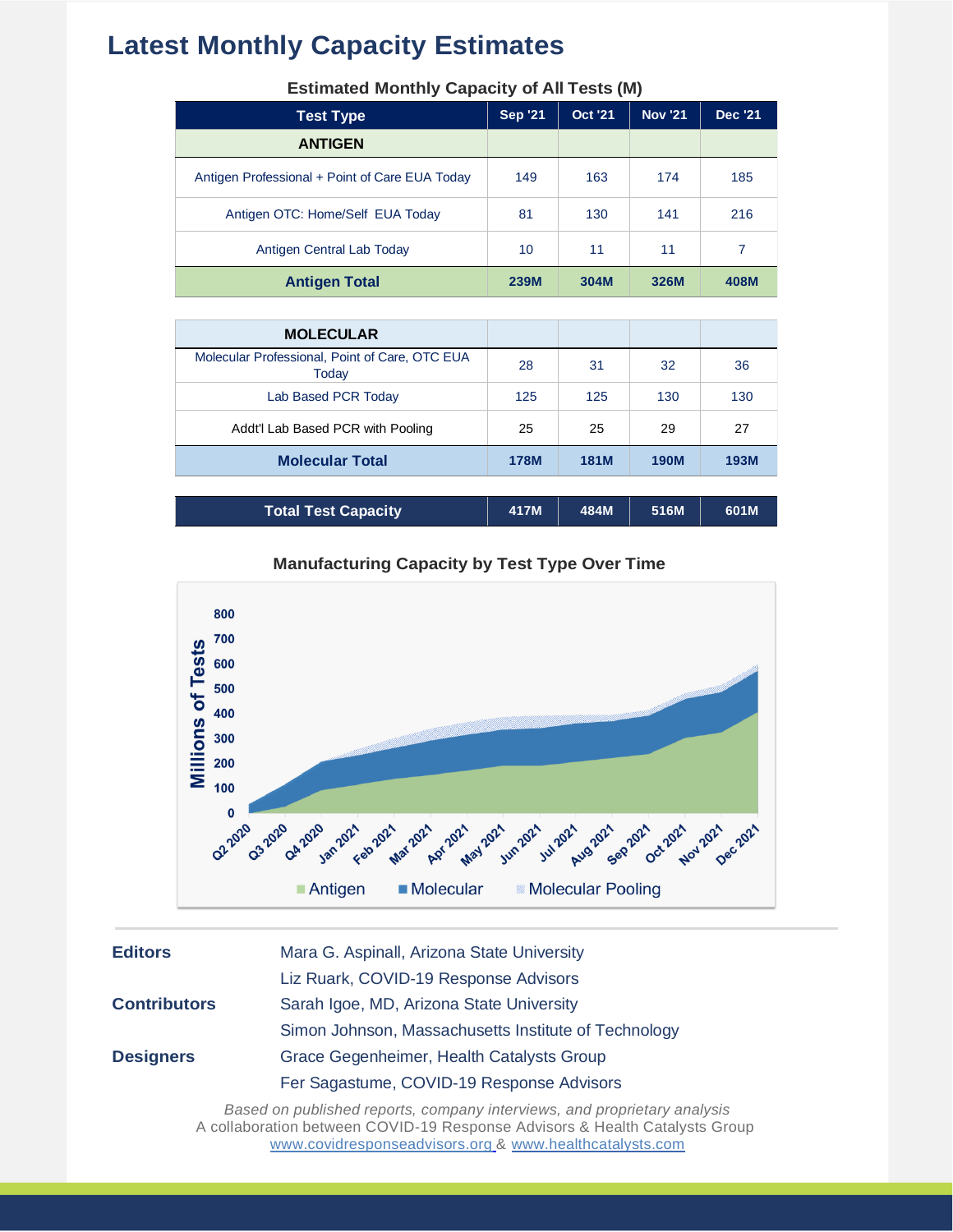# Latest Monthly Capacity Estimates

**Estimated Monthly Capacity of All Tests (M)**

| Test Type | Sep '21 | Oct '21 | Nov '21 | Dec '21 |
|---|---|---|---|---|
| **ANTIGEN** | | | | |
| Antigen Professional + Point of Care EUA Today | 149 | 163 | 174 | 185 |
| Antigen OTC: Home/Self EUA Today | 81 | 130 | 141 | 216 |
| Antigen Central Lab Today | 10 | 11 | 11 | 7 |
| **Antigen Total** | **239M** | **304M** | **326M** | **408M** |
| **MOLECULAR** | | | | |
| Molecular Professional, Point of Care, OTC EUA Today | 28 | 31 | 32 | 36 |
| Lab Based PCR Today | 125 | 125 | 130 | 130 |
| Addt'l Lab Based PCR with Pooling | 25 | 25 | 29 | 27 |
| **Molecular Total** | **178M** | **181M** | **190M** | **193M** |
| **Total Test Capacity** | **417M** | **484M** | **516M** | **601M** |

**Manufacturing Capacity by Test Type Over Time**

Millions of Tests

0
100
200
300
400
500
600
700
800

Q2 2020
Q3 2020
Q4 2020
Jan 2021
Feb 2021
Mar 2021
Apr 2021
May 2021
Jun 2021
Jul 2021
Aug 2021
Sep 2021
Oct 2021
Nov 2021
Dec 2021

Antigen
Molecular
Molecular Pooling

---

**Editors** Mara G. Aspinall, Arizona State University
Liz Ruark, COVID-19 Response Advisors

**Contributors** Sarah Igoe, MD, Arizona State University
Simon Johnson, Massachusetts Institute of Technology

**Designers** Grace Gegenheimer, Health Catalysts Group
Fer Sagastume, COVID-19 Response Advisors

*Based on published reports, company interviews, and proprietary analysis*
A collaboration between COVID-19 Response Advisors & Health Catalysts Group
www.covidresponseadvisors.org & www.healthcatalysts.com